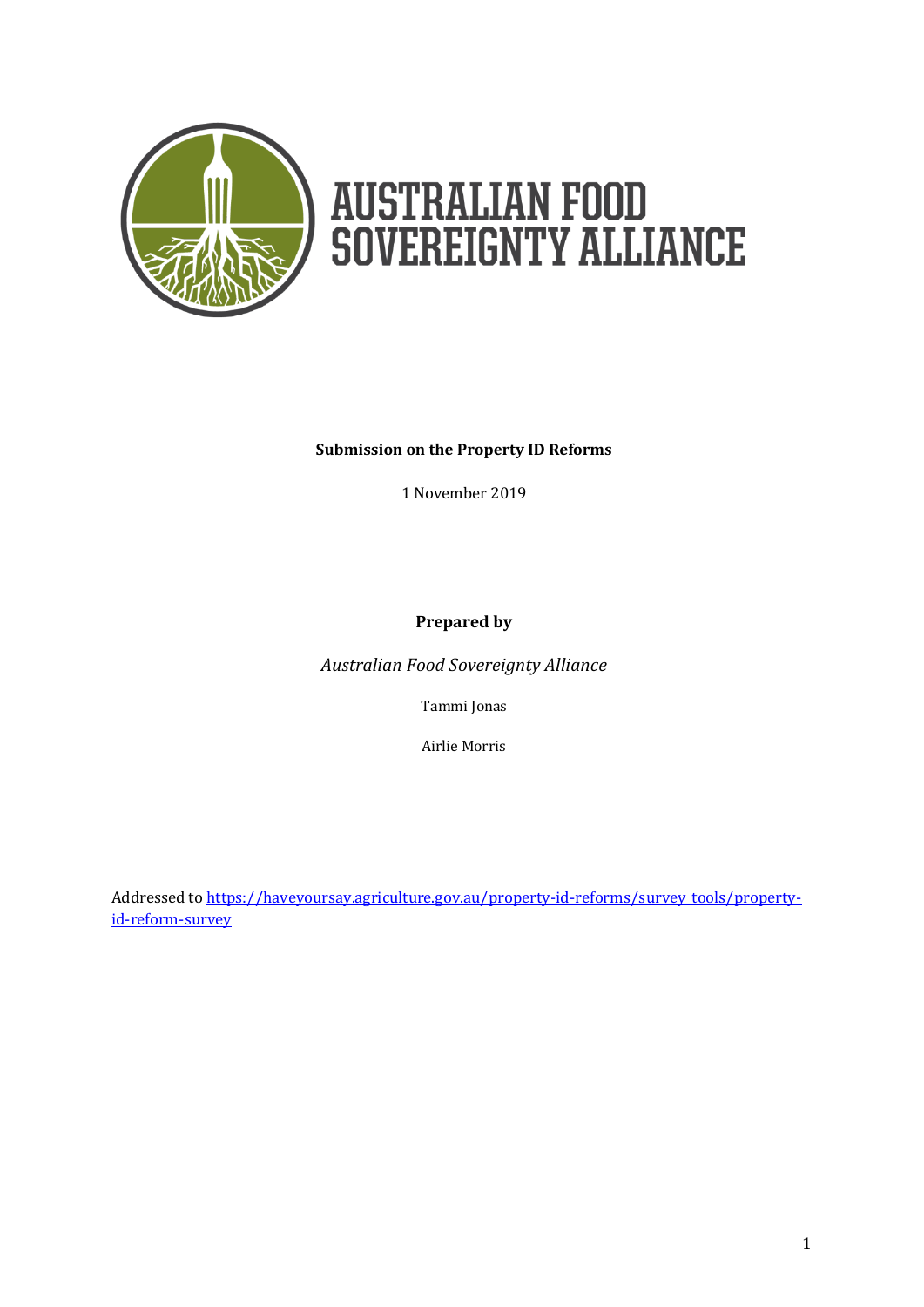AUSTRALIAN FOOD SOVEREIGNTY ALLIANCE

**Submission on the Property ID Reforms**

1 November 2019

**Prepared by**

*Australian Food Sovereignty Alliance*

Tammi Jonas

Airlie Morris

Addressed to [https://haveyoursay.agriculture.gov.au/property-id-reforms/survey_tools/property-id-reform-survey](https://haveyoursay.agriculture.gov.au/property-id-reforms/survey_tools/property-id-reform-survey)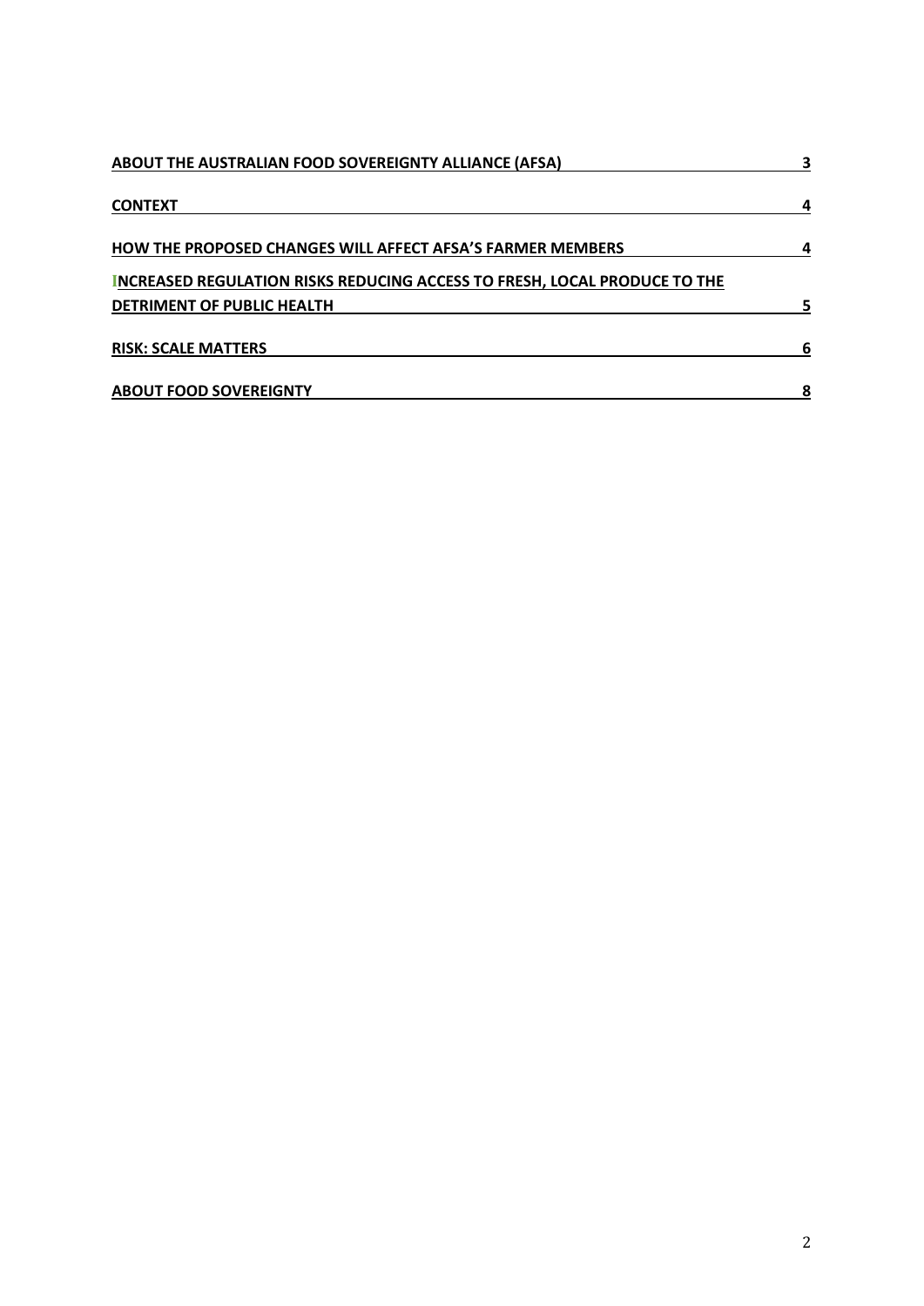| | |
|---|---|
| **ABOUT THE AUSTRALIAN FOOD SOVEREIGNTY ALLIANCE (AFSA)** | **3** |
| **CONTEXT** | **4** |
| **HOW THE PROPOSED CHANGES WILL AFFECT AFSA'S FARMER MEMBERS** | **4** |
| **INCREASED REGULATION RISKS REDUCING ACCESS TO FRESH, LOCAL PRODUCE TO THE DETRIMENT OF PUBLIC HEALTH** | **5** |
| **RISK: SCALE MATTERS** | **6** |
| **ABOUT FOOD SOVEREIGNTY** | **8** |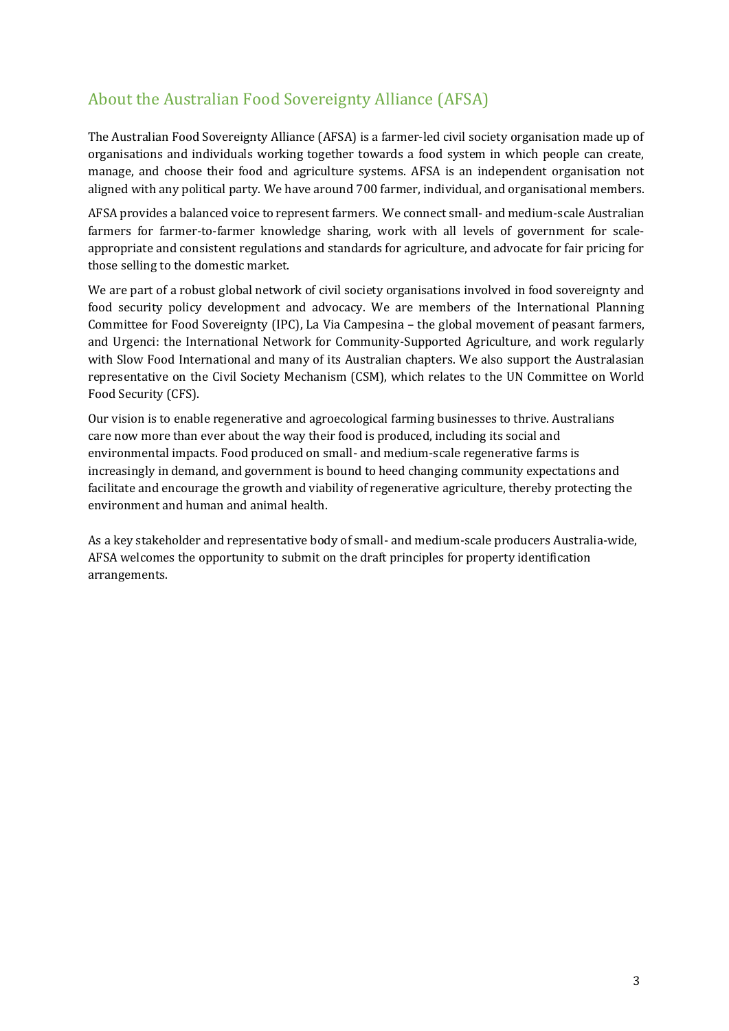## About the Australian Food Sovereignty Alliance (AFSA)

The Australian Food Sovereignty Alliance (AFSA) is a farmer-led civil society organisation made up of organisations and individuals working together towards a food system in which people can create, manage, and choose their food and agriculture systems. AFSA is an independent organisation not aligned with any political party. We have around 700 farmer, individual, and organisational members.

AFSA provides a balanced voice to represent farmers. We connect small- and medium-scale Australian farmers for farmer-to-farmer knowledge sharing, work with all levels of government for scale-appropriate and consistent regulations and standards for agriculture, and advocate for fair pricing for those selling to the domestic market.

We are part of a robust global network of civil society organisations involved in food sovereignty and food security policy development and advocacy. We are members of the International Planning Committee for Food Sovereignty (IPC), La Via Campesina – the global movement of peasant farmers, and Urgenci: the International Network for Community-Supported Agriculture, and work regularly with Slow Food International and many of its Australian chapters. We also support the Australasian representative on the Civil Society Mechanism (CSM), which relates to the UN Committee on World Food Security (CFS).

Our vision is to enable regenerative and agroecological farming businesses to thrive. Australians care now more than ever about the way their food is produced, including its social and environmental impacts. Food produced on small- and medium-scale regenerative farms is increasingly in demand, and government is bound to heed changing community expectations and facilitate and encourage the growth and viability of regenerative agriculture, thereby protecting the environment and human and animal health.

As a key stakeholder and representative body of small- and medium-scale producers Australia-wide, AFSA welcomes the opportunity to submit on the draft principles for property identification arrangements.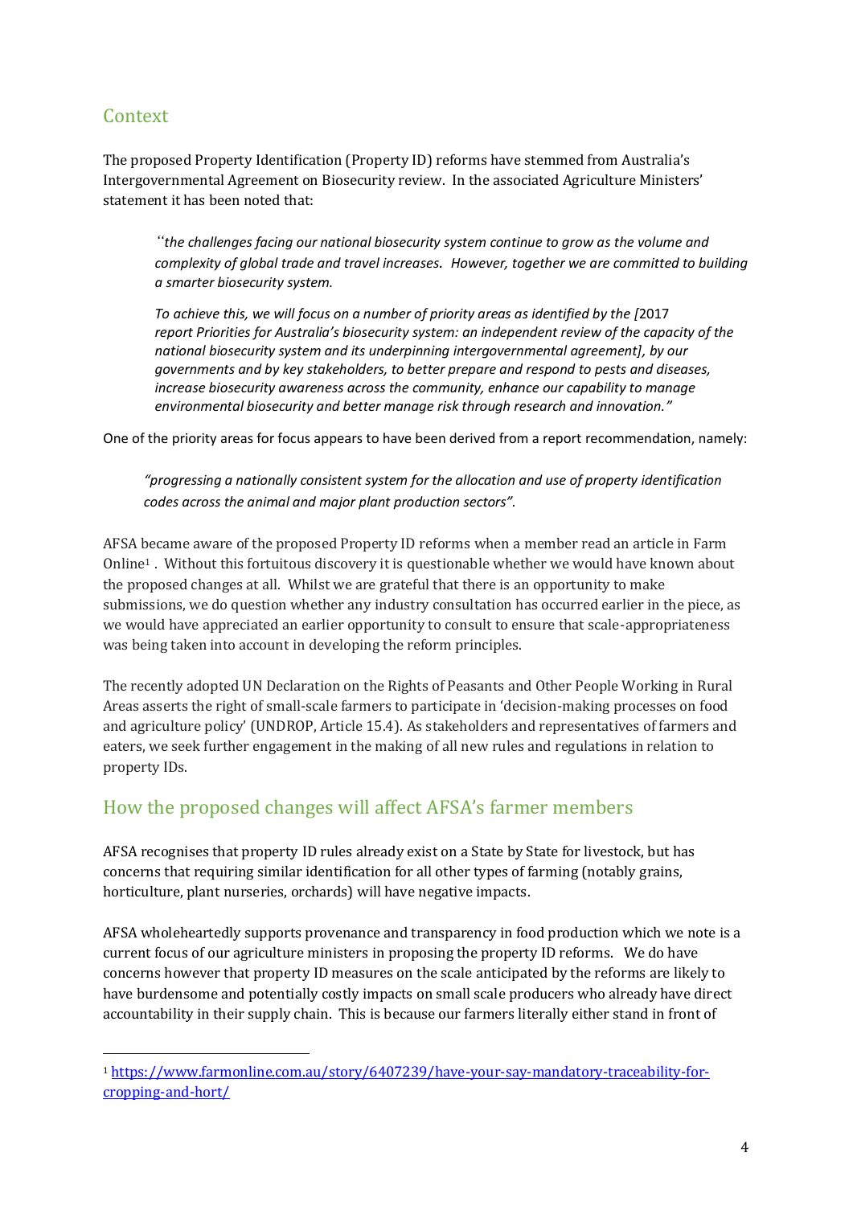## Context

The proposed Property Identification (Property ID) reforms have stemmed from Australia's Intergovernmental Agreement on Biosecurity review. In the associated Agriculture Ministers' statement it has been noted that:

> "*the challenges facing our national biosecurity system continue to grow as the volume and complexity of global trade and travel increases. However, together we are committed to building a smarter biosecurity system.*
>
> *To achieve this, we will focus on a number of priority areas as identified by the [*2017 *report Priorities for Australia's biosecurity system: an independent review of the capacity of the national biosecurity system and its underpinning intergovernmental agreement], by our governments and by key stakeholders, to better prepare and respond to pests and diseases, increase biosecurity awareness across the community, enhance our capability to manage environmental biosecurity and better manage risk through research and innovation."*

One of the priority areas for focus appears to have been derived from a report recommendation, namely:

> *"progressing a nationally consistent system for the allocation and use of property identification codes across the animal and major plant production sectors".*

AFSA became aware of the proposed Property ID reforms when a member read an article in Farm Online[1] . Without this fortuitous discovery it is questionable whether we would have known about the proposed changes at all. Whilst we are grateful that there is an opportunity to make submissions, we do question whether any industry consultation has occurred earlier in the piece, as we would have appreciated an earlier opportunity to consult to ensure that scale-appropriateness was being taken into account in developing the reform principles.

The recently adopted UN Declaration on the Rights of Peasants and Other People Working in Rural Areas asserts the right of small-scale farmers to participate in 'decision-making processes on food and agriculture policy' (UNDROP, Article 15.4). As stakeholders and representatives of farmers and eaters, we seek further engagement in the making of all new rules and regulations in relation to property IDs.

## How the proposed changes will affect AFSA's farmer members

AFSA recognises that property ID rules already exist on a State by State for livestock, but has concerns that requiring similar identification for all other types of farming (notably grains, horticulture, plant nurseries, orchards) will have negative impacts.

AFSA wholeheartedly supports provenance and transparency in food production which we note is a current focus of our agriculture ministers in proposing the property ID reforms. We do have concerns however that property ID measures on the scale anticipated by the reforms are likely to have burdensome and potentially costly impacts on small scale producers who already have direct accountability in their supply chain. This is because our farmers literally either stand in front of

[1] https://www.farmonline.com.au/story/6407239/have-your-say-mandatory-traceability-for-cropping-and-hort/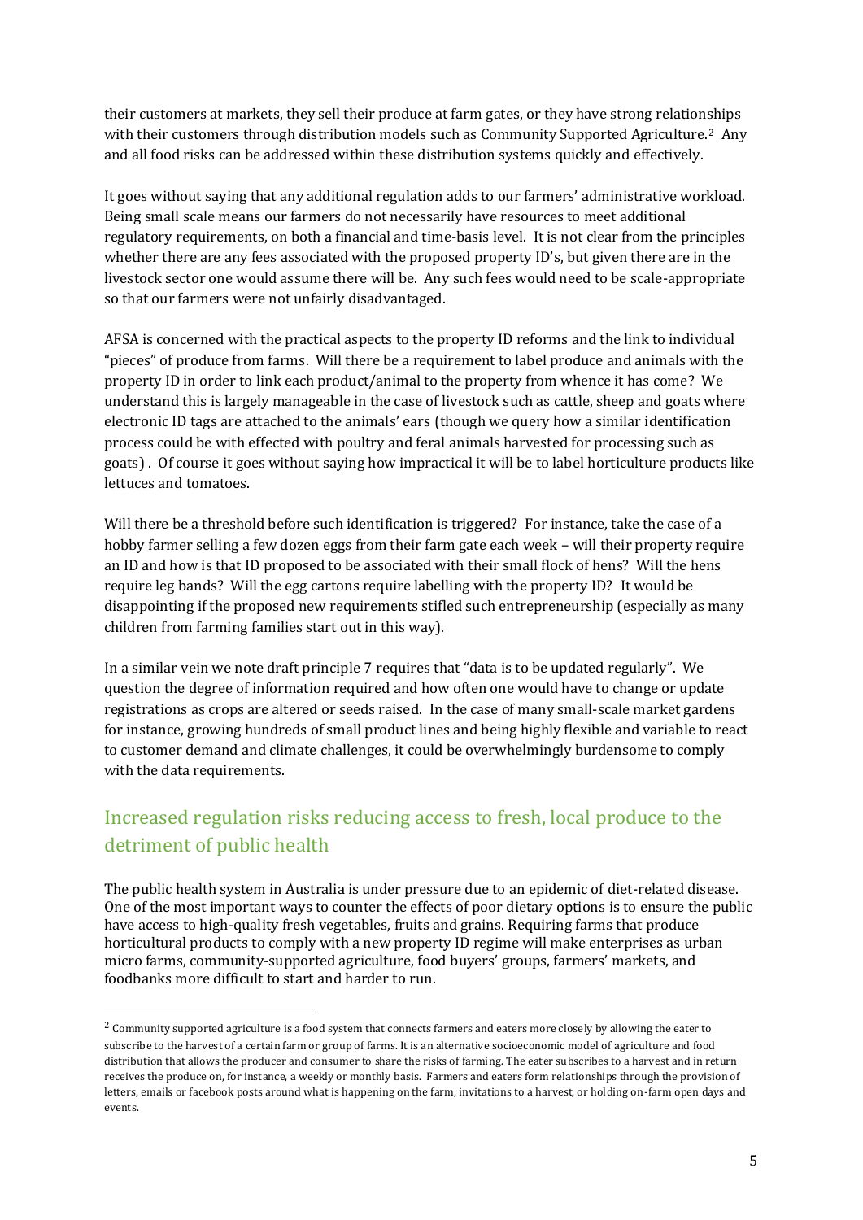their customers at markets, they sell their produce at farm gates, or they have strong relationships with their customers through distribution models such as Community Supported Agriculture.[2] Any and all food risks can be addressed within these distribution systems quickly and effectively.

It goes without saying that any additional regulation adds to our farmers' administrative workload. Being small scale means our farmers do not necessarily have resources to meet additional regulatory requirements, on both a financial and time-basis level. It is not clear from the principles whether there are any fees associated with the proposed property ID's, but given there are in the livestock sector one would assume there will be. Any such fees would need to be scale-appropriate so that our farmers were not unfairly disadvantaged.

AFSA is concerned with the practical aspects to the property ID reforms and the link to individual "pieces" of produce from farms. Will there be a requirement to label produce and animals with the property ID in order to link each product/animal to the property from whence it has come? We understand this is largely manageable in the case of livestock such as cattle, sheep and goats where electronic ID tags are attached to the animals' ears (though we query how a similar identification process could be with effected with poultry and feral animals harvested for processing such as goats) . Of course it goes without saying how impractical it will be to label horticulture products like lettuces and tomatoes.

Will there be a threshold before such identification is triggered? For instance, take the case of a hobby farmer selling a few dozen eggs from their farm gate each week – will their property require an ID and how is that ID proposed to be associated with their small flock of hens? Will the hens require leg bands? Will the egg cartons require labelling with the property ID? It would be disappointing if the proposed new requirements stifled such entrepreneurship (especially as many children from farming families start out in this way).

In a similar vein we note draft principle 7 requires that "data is to be updated regularly". We question the degree of information required and how often one would have to change or update registrations as crops are altered or seeds raised. In the case of many small-scale market gardens for instance, growing hundreds of small product lines and being highly flexible and variable to react to customer demand and climate challenges, it could be overwhelmingly burdensome to comply with the data requirements.

## Increased regulation risks reducing access to fresh, local produce to the detriment of public health

The public health system in Australia is under pressure due to an epidemic of diet-related disease. One of the most important ways to counter the effects of poor dietary options is to ensure the public have access to high-quality fresh vegetables, fruits and grains. Requiring farms that produce horticultural products to comply with a new property ID regime will make enterprises as urban micro farms, community-supported agriculture, food buyers' groups, farmers' markets, and foodbanks more difficult to start and harder to run.

---

[2] Community supported agriculture is a food system that connects farmers and eaters more closely by allowing the eater to subscribe to the harvest of a certain farm or group of farms. It is an alternative socioeconomic model of agriculture and food distribution that allows the producer and consumer to share the risks of farming. The eater subscribes to a harvest and in return receives the produce on, for instance, a weekly or monthly basis. Farmers and eaters form relationships through the provision of letters, emails or facebook posts around what is happening on the farm, invitations to a harvest, or holding on-farm open days and events.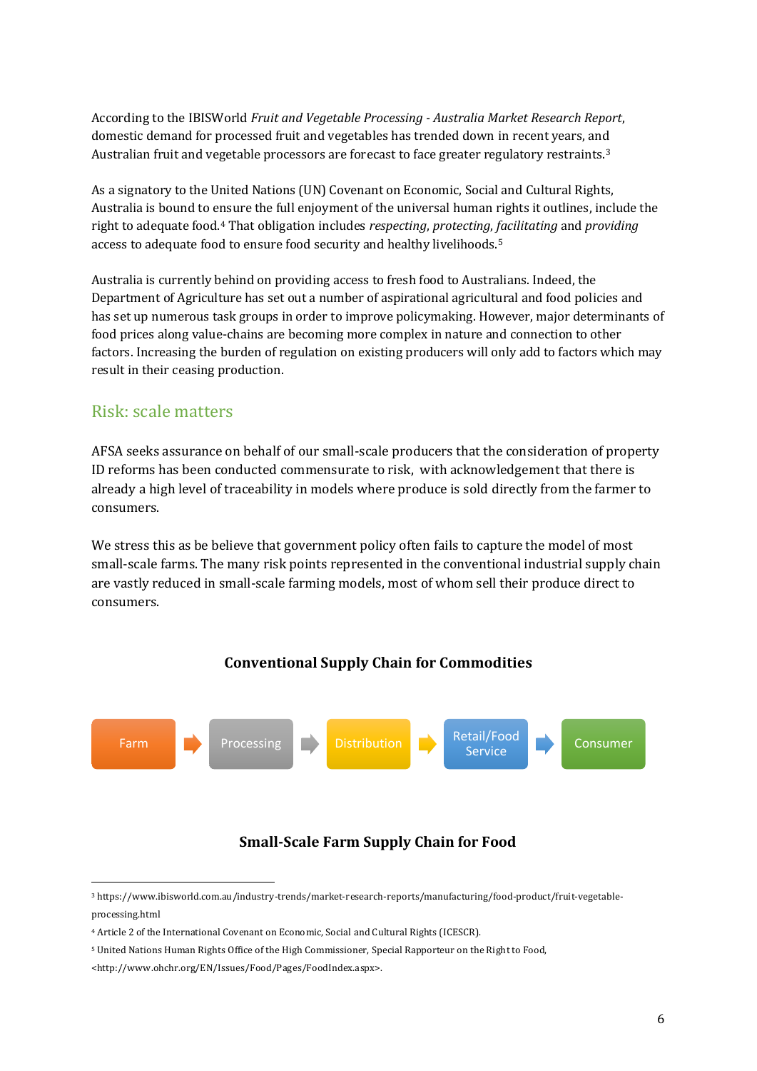According to the IBISWorld *Fruit and Vegetable Processing - Australia Market Research Report*, domestic demand for processed fruit and vegetables has trended down in recent years, and Australian fruit and vegetable processors are forecast to face greater regulatory restraints.[3]

As a signatory to the United Nations (UN) Covenant on Economic, Social and Cultural Rights, Australia is bound to ensure the full enjoyment of the universal human rights it outlines, include the right to adequate food.[4] That obligation includes *respecting*, *protecting*, *facilitating* and *providing* access to adequate food to ensure food security and healthy livelihoods.[5]

Australia is currently behind on providing access to fresh food to Australians. Indeed, the Department of Agriculture has set out a number of aspirational agricultural and food policies and has set up numerous task groups in order to improve policymaking. However, major determinants of food prices along value-chains are becoming more complex in nature and connection to other factors. Increasing the burden of regulation on existing producers will only add to factors which may result in their ceasing production.

## Risk: scale matters

AFSA seeks assurance on behalf of our small-scale producers that the consideration of property ID reforms has been conducted commensurate to risk, with acknowledgement that there is already a high level of traceability in models where produce is sold directly from the farmer to consumers.

We stress this as be believe that government policy often fails to capture the model of most small-scale farms. The many risk points represented in the conventional industrial supply chain are vastly reduced in small-scale farming models, most of whom sell their produce direct to consumers.

**Conventional Supply Chain for Commodities**

Farm → Processing → Distribution → Retail/Food Service → Consumer

**Small-Scale Farm Supply Chain for Food**

[3] https://www.ibisworld.com.au/industry-trends/market-research-reports/manufacturing/food-product/fruit-vegetable-processing.html

[4] Article 2 of the International Covenant on Economic, Social and Cultural Rights (ICESCR).

[5] United Nations Human Rights Office of the High Commissioner, Special Rapporteur on the Right to Food, <http://www.ohchr.org/EN/Issues/Food/Pages/FoodIndex.aspx>.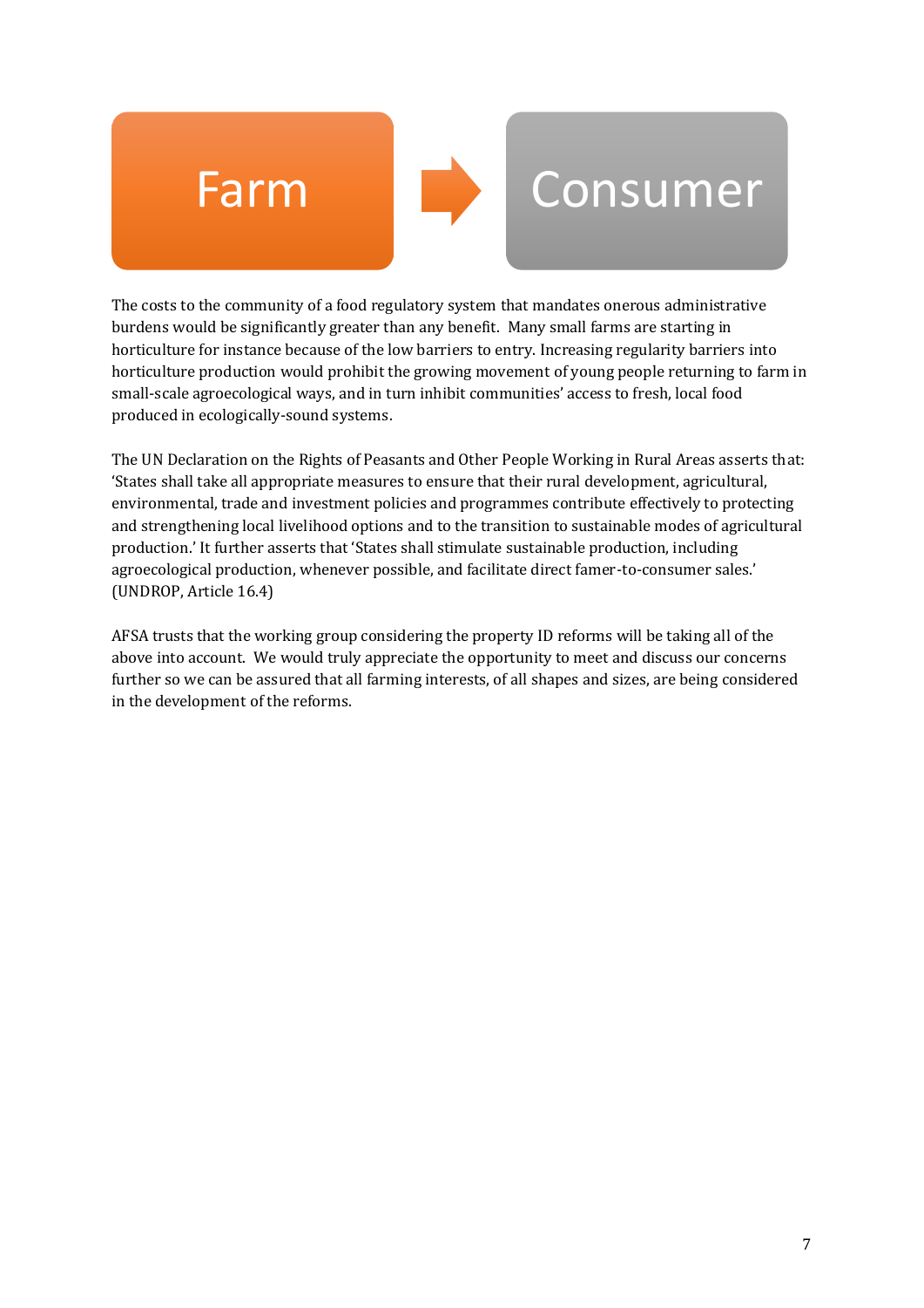Farm → Consumer

The costs to the community of a food regulatory system that mandates onerous administrative burdens would be significantly greater than any benefit. Many small farms are starting in horticulture for instance because of the low barriers to entry. Increasing regularity barriers into horticulture production would prohibit the growing movement of young people returning to farm in small-scale agroecological ways, and in turn inhibit communities' access to fresh, local food produced in ecologically-sound systems.

The UN Declaration on the Rights of Peasants and Other People Working in Rural Areas asserts that: 'States shall take all appropriate measures to ensure that their rural development, agricultural, environmental, trade and investment policies and programmes contribute effectively to protecting and strengthening local livelihood options and to the transition to sustainable modes of agricultural production.' It further asserts that 'States shall stimulate sustainable production, including agroecological production, whenever possible, and facilitate direct famer-to-consumer sales.' (UNDROP, Article 16.4)

AFSA trusts that the working group considering the property ID reforms will be taking all of the above into account. We would truly appreciate the opportunity to meet and discuss our concerns further so we can be assured that all farming interests, of all shapes and sizes, are being considered in the development of the reforms.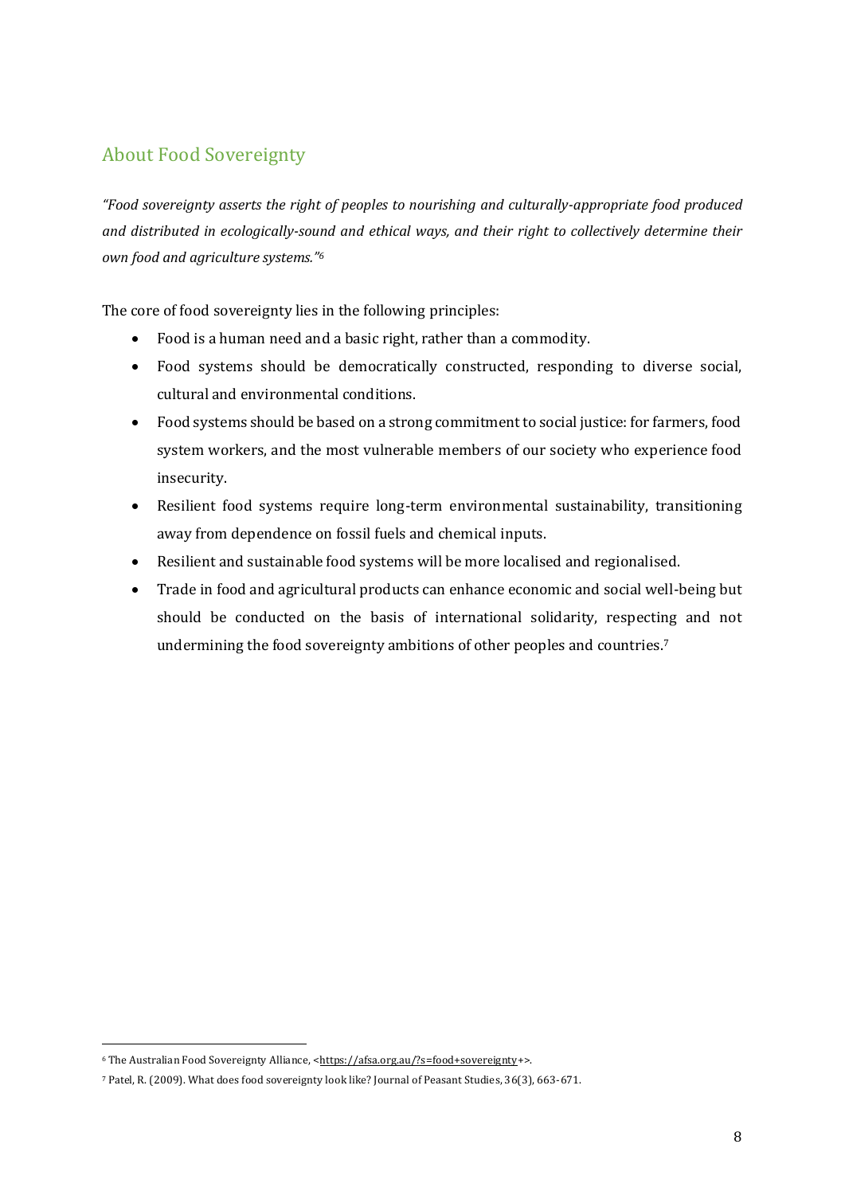## About Food Sovereignty

*"Food sovereignty asserts the right of peoples to nourishing and culturally-appropriate food produced and distributed in ecologically-sound and ethical ways, and their right to collectively determine their own food and agriculture systems."*[6]

The core of food sovereignty lies in the following principles:

- Food is a human need and a basic right, rather than a commodity.
- Food systems should be democratically constructed, responding to diverse social, cultural and environmental conditions.
- Food systems should be based on a strong commitment to social justice: for farmers, food system workers, and the most vulnerable members of our society who experience food insecurity.
- Resilient food systems require long-term environmental sustainability, transitioning away from dependence on fossil fuels and chemical inputs.
- Resilient and sustainable food systems will be more localised and regionalised.
- Trade in food and agricultural products can enhance economic and social well-being but should be conducted on the basis of international solidarity, respecting and not undermining the food sovereignty ambitions of other peoples and countries.[7]

---

[6] The Australian Food Sovereignty Alliance, <https://afsa.org.au/?s=food+sovereignty+>.

[7] Patel, R. (2009). What does food sovereignty look like? Journal of Peasant Studies, 36(3), 663-671.